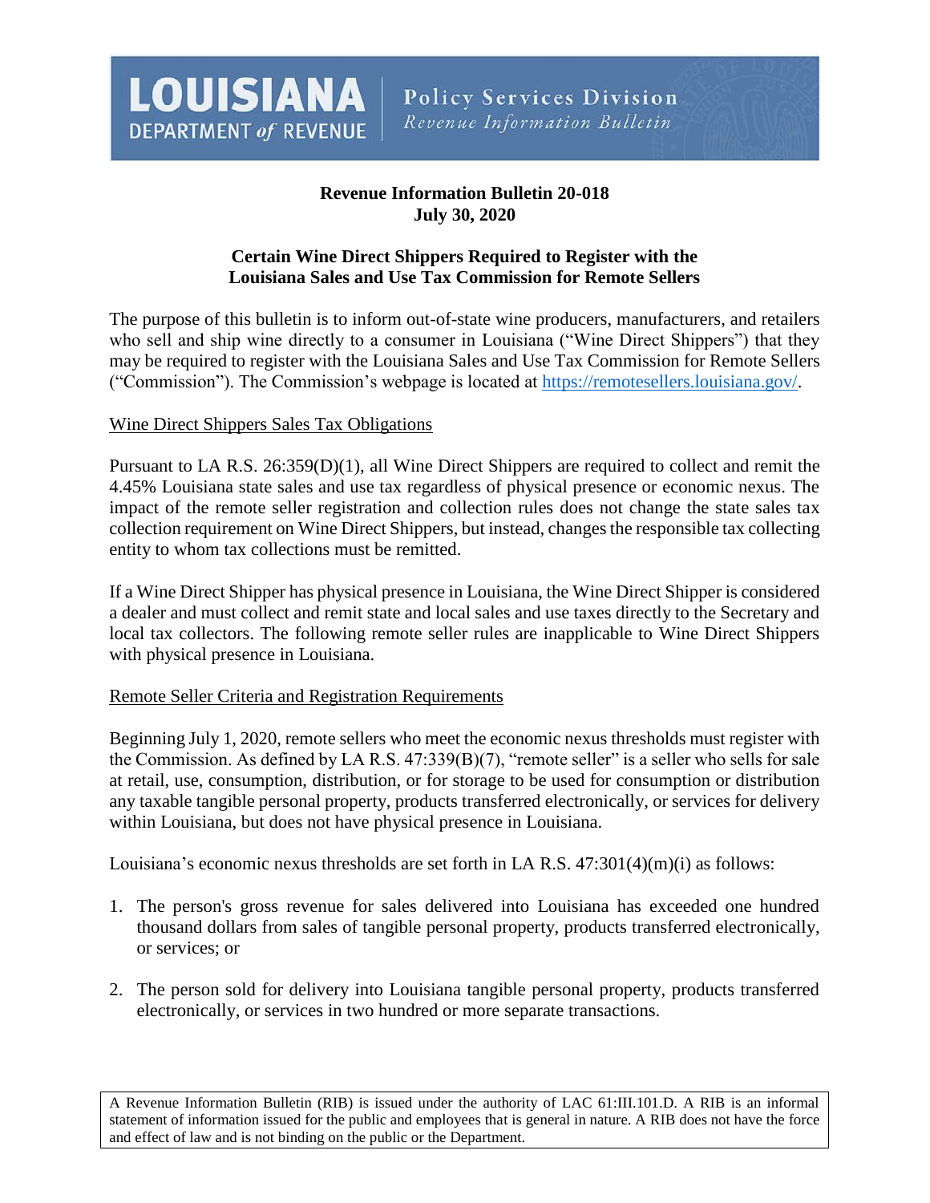LOUISIANA DEPARTMENT of REVENUE | Policy Services Division | *Revenue Information Bulletin*

**Revenue Information Bulletin 20-018**
**July 30, 2020**

## Certain Wine Direct Shippers Required to Register with the Louisiana Sales and Use Tax Commission for Remote Sellers

The purpose of this bulletin is to inform out-of-state wine producers, manufacturers, and retailers who sell and ship wine directly to a consumer in Louisiana ("Wine Direct Shippers") that they may be required to register with the Louisiana Sales and Use Tax Commission for Remote Sellers ("Commission"). The Commission's webpage is located at https://remotesellers.louisiana.gov/.

### Wine Direct Shippers Sales Tax Obligations

Pursuant to LA R.S. 26:359(D)(1), all Wine Direct Shippers are required to collect and remit the 4.45% Louisiana state sales and use tax regardless of physical presence or economic nexus. The impact of the remote seller registration and collection rules does not change the state sales tax collection requirement on Wine Direct Shippers, but instead, changes the responsible tax collecting entity to whom tax collections must be remitted.

If a Wine Direct Shipper has physical presence in Louisiana, the Wine Direct Shipper is considered a dealer and must collect and remit state and local sales and use taxes directly to the Secretary and local tax collectors. The following remote seller rules are inapplicable to Wine Direct Shippers with physical presence in Louisiana.

### Remote Seller Criteria and Registration Requirements

Beginning July 1, 2020, remote sellers who meet the economic nexus thresholds must register with the Commission. As defined by LA R.S. 47:339(B)(7), "remote seller" is a seller who sells for sale at retail, use, consumption, distribution, or for storage to be used for consumption or distribution any taxable tangible personal property, products transferred electronically, or services for delivery within Louisiana, but does not have physical presence in Louisiana.

Louisiana's economic nexus thresholds are set forth in LA R.S. 47:301(4)(m)(i) as follows:

1. The person's gross revenue for sales delivered into Louisiana has exceeded one hundred thousand dollars from sales of tangible personal property, products transferred electronically, or services; or

2. The person sold for delivery into Louisiana tangible personal property, products transferred electronically, or services in two hundred or more separate transactions.

A Revenue Information Bulletin (RIB) is issued under the authority of LAC 61:III.101.D. A RIB is an informal statement of information issued for the public and employees that is general in nature. A RIB does not have the force and effect of law and is not binding on the public or the Department.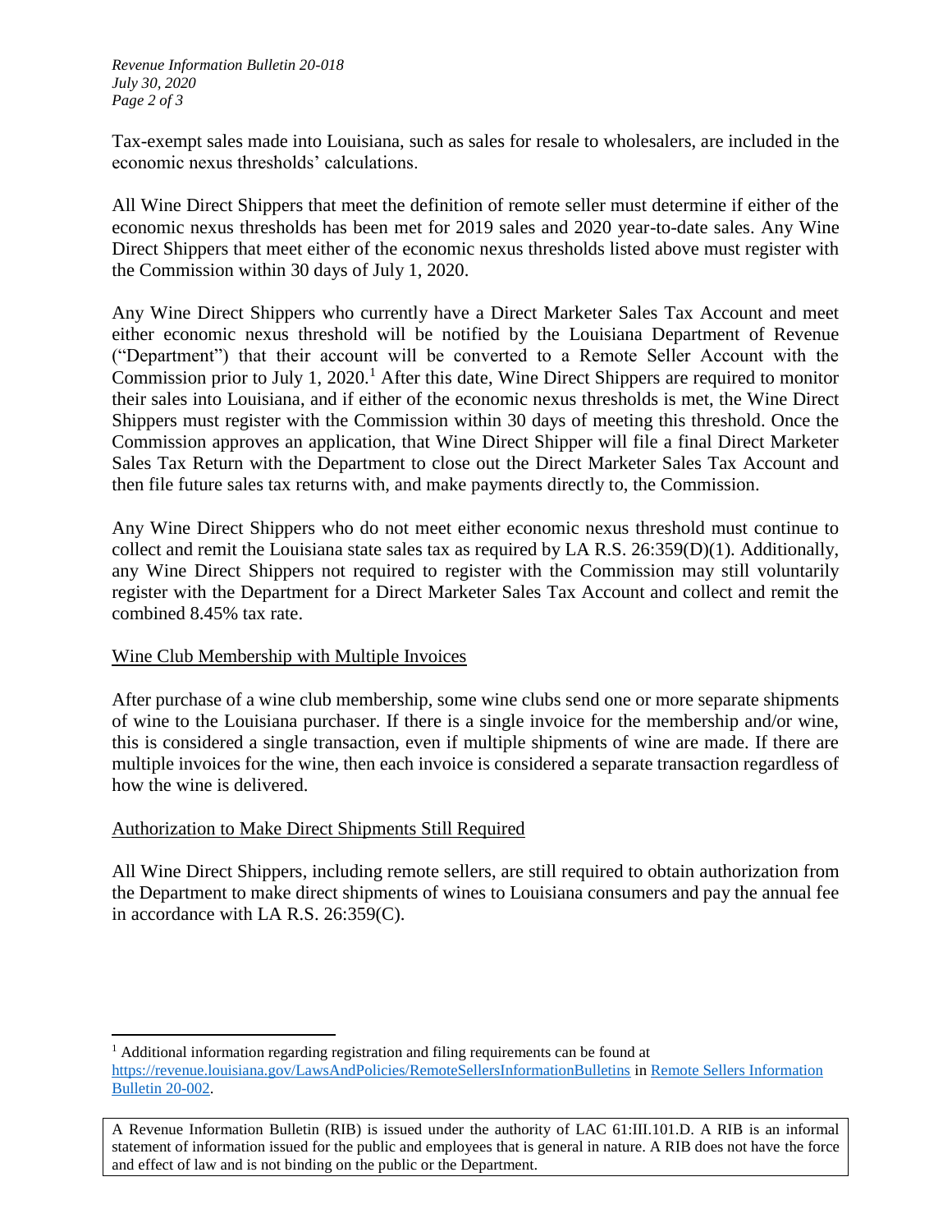Tax-exempt sales made into Louisiana, such as sales for resale to wholesalers, are included in the economic nexus thresholds' calculations.

All Wine Direct Shippers that meet the definition of remote seller must determine if either of the economic nexus thresholds has been met for 2019 sales and 2020 year-to-date sales. Any Wine Direct Shippers that meet either of the economic nexus thresholds listed above must register with the Commission within 30 days of July 1, 2020.

Any Wine Direct Shippers who currently have a Direct Marketer Sales Tax Account and meet either economic nexus threshold will be notified by the Louisiana Department of Revenue ("Department") that their account will be converted to a Remote Seller Account with the Commission prior to July 1, 2020.[1] After this date, Wine Direct Shippers are required to monitor their sales into Louisiana, and if either of the economic nexus thresholds is met, the Wine Direct Shippers must register with the Commission within 30 days of meeting this threshold. Once the Commission approves an application, that Wine Direct Shipper will file a final Direct Marketer Sales Tax Return with the Department to close out the Direct Marketer Sales Tax Account and then file future sales tax returns with, and make payments directly to, the Commission.

Any Wine Direct Shippers who do not meet either economic nexus threshold must continue to collect and remit the Louisiana state sales tax as required by LA R.S. 26:359(D)(1). Additionally, any Wine Direct Shippers not required to register with the Commission may still voluntarily register with the Department for a Direct Marketer Sales Tax Account and collect and remit the combined 8.45% tax rate.

## Wine Club Membership with Multiple Invoices

After purchase of a wine club membership, some wine clubs send one or more separate shipments of wine to the Louisiana purchaser. If there is a single invoice for the membership and/or wine, this is considered a single transaction, even if multiple shipments of wine are made. If there are multiple invoices for the wine, then each invoice is considered a separate transaction regardless of how the wine is delivered.

## Authorization to Make Direct Shipments Still Required

All Wine Direct Shippers, including remote sellers, are still required to obtain authorization from the Department to make direct shipments of wines to Louisiana consumers and pay the annual fee in accordance with LA R.S. 26:359(C).

---

[1] Additional information regarding registration and filing requirements can be found at https://revenue.louisiana.gov/LawsAndPolicies/RemoteSellersInformationBulletins in Remote Sellers Information Bulletin 20-002.

A Revenue Information Bulletin (RIB) is issued under the authority of LAC 61:III.101.D. A RIB is an informal statement of information issued for the public and employees that is general in nature. A RIB does not have the force and effect of law and is not binding on the public or the Department.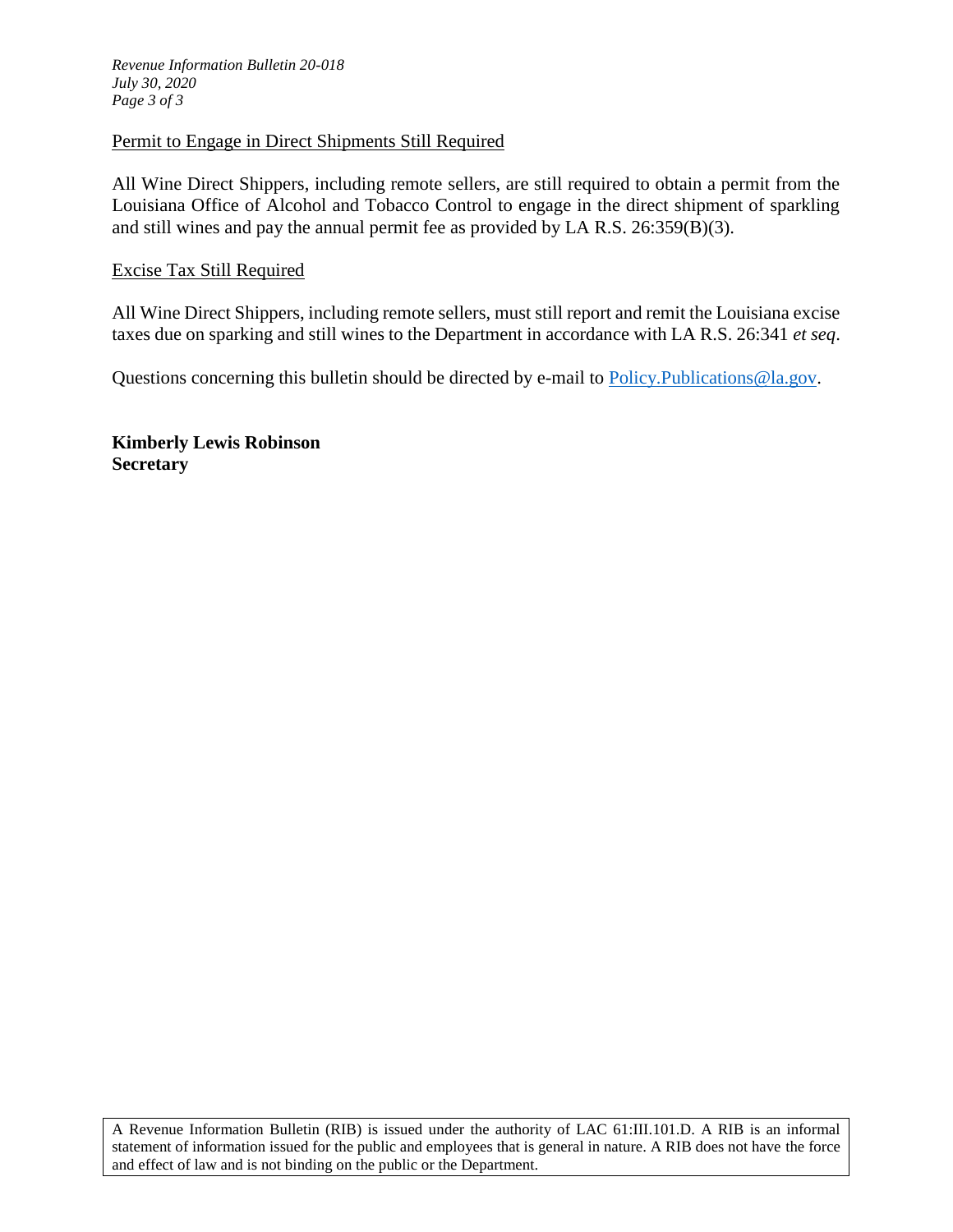<u>Permit to Engage in Direct Shipments Still Required</u>

All Wine Direct Shippers, including remote sellers, are still required to obtain a permit from the Louisiana Office of Alcohol and Tobacco Control to engage in the direct shipment of sparkling and still wines and pay the annual permit fee as provided by LA R.S. 26:359(B)(3).

<u>Excise Tax Still Required</u>

All Wine Direct Shippers, including remote sellers, must still report and remit the Louisiana excise taxes due on sparking and still wines to the Department in accordance with LA R.S. 26:341 *et seq*.

Questions concerning this bulletin should be directed by e-mail to [Policy.Publications@la.gov](mailto:Policy.Publications@la.gov).

**Kimberly Lewis Robinson**
**Secretary**

A Revenue Information Bulletin (RIB) is issued under the authority of LAC 61:III.101.D. A RIB is an informal statement of information issued for the public and employees that is general in nature. A RIB does not have the force and effect of law and is not binding on the public or the Department.